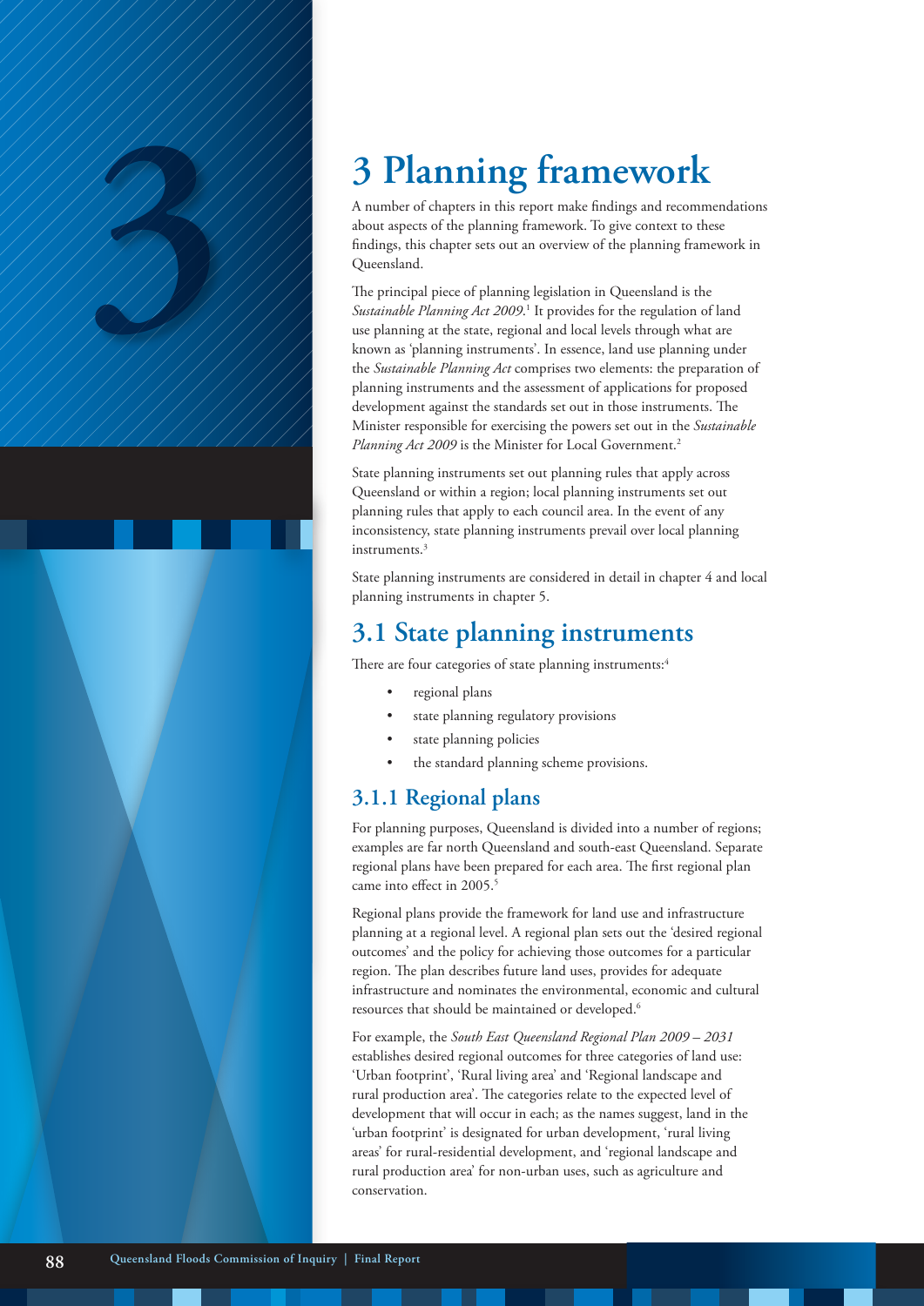# 3 Planning framework

A number of chapters in this report make findings and recommendations about aspects of the planning framework. To give context to these findings, this chapter sets out an overview of the planning framework in Queensland.

The principal piece of planning legislation in Queensland is the *Sustainable Planning Act 2009*.[1] It provides for the regulation of land use planning at the state, regional and local levels through what are known as 'planning instruments'. In essence, land use planning under the *Sustainable Planning Act* comprises two elements: the preparation of planning instruments and the assessment of applications for proposed development against the standards set out in those instruments. The Minister responsible for exercising the powers set out in the *Sustainable Planning Act 2009* is the Minister for Local Government.[2]

State planning instruments set out planning rules that apply across Queensland or within a region; local planning instruments set out planning rules that apply to each council area. In the event of any inconsistency, state planning instruments prevail over local planning instruments.[3]

State planning instruments are considered in detail in chapter 4 and local planning instruments in chapter 5.

## 3.1 State planning instruments

There are four categories of state planning instruments:[4]

- regional plans
- state planning regulatory provisions
- state planning policies
- the standard planning scheme provisions.

### 3.1.1 Regional plans

For planning purposes, Queensland is divided into a number of regions; examples are far north Queensland and south-east Queensland. Separate regional plans have been prepared for each area. The first regional plan came into effect in 2005.[5]

Regional plans provide the framework for land use and infrastructure planning at a regional level. A regional plan sets out the 'desired regional outcomes' and the policy for achieving those outcomes for a particular region. The plan describes future land uses, provides for adequate infrastructure and nominates the environmental, economic and cultural resources that should be maintained or developed.[6]

For example, the *South East Queensland Regional Plan 2009 – 2031* establishes desired regional outcomes for three categories of land use: 'Urban footprint', 'Rural living area' and 'Regional landscape and rural production area'. The categories relate to the expected level of development that will occur in each; as the names suggest, land in the 'urban footprint' is designated for urban development, 'rural living areas' for rural-residential development, and 'regional landscape and rural production area' for non-urban uses, such as agriculture and conservation.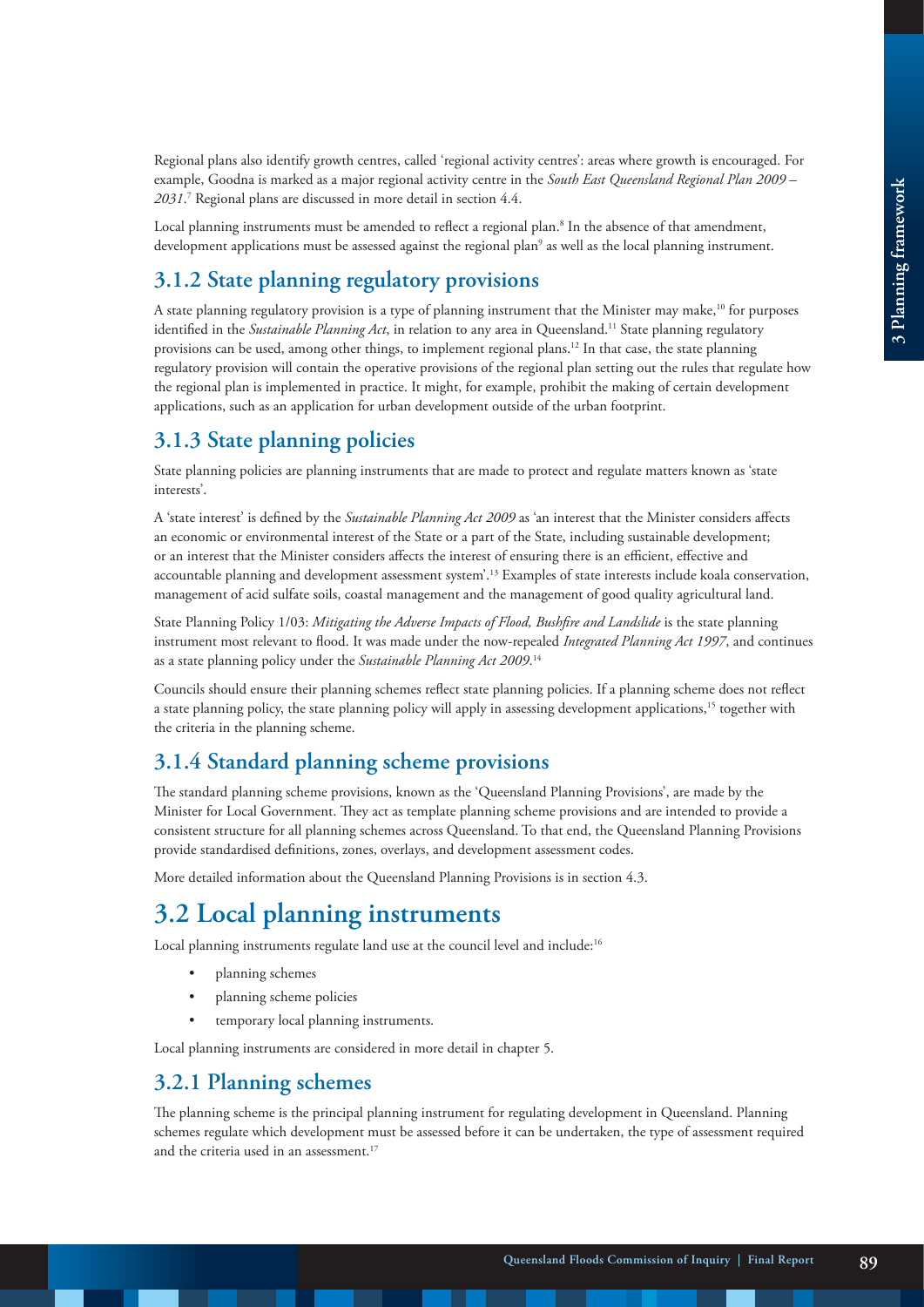Regional plans also identify growth centres, called 'regional activity centres': areas where growth is encouraged. For example, Goodna is marked as a major regional activity centre in the *South East Queensland Regional Plan 2009 – 2031*.[7] Regional plans are discussed in more detail in section 4.4.

Local planning instruments must be amended to reflect a regional plan.[8] In the absence of that amendment, development applications must be assessed against the regional plan[9] as well as the local planning instrument.

### 3.1.2 State planning regulatory provisions

A state planning regulatory provision is a type of planning instrument that the Minister may make,[10] for purposes identified in the *Sustainable Planning Act*, in relation to any area in Queensland.[11] State planning regulatory provisions can be used, among other things, to implement regional plans.[12] In that case, the state planning regulatory provision will contain the operative provisions of the regional plan setting out the rules that regulate how the regional plan is implemented in practice. It might, for example, prohibit the making of certain development applications, such as an application for urban development outside of the urban footprint.

### 3.1.3 State planning policies

State planning policies are planning instruments that are made to protect and regulate matters known as 'state interests'.

A 'state interest' is defined by the *Sustainable Planning Act 2009* as 'an interest that the Minister considers affects an economic or environmental interest of the State or a part of the State, including sustainable development; or an interest that the Minister considers affects the interest of ensuring there is an efficient, effective and accountable planning and development assessment system'.[13] Examples of state interests include koala conservation, management of acid sulfate soils, coastal management and the management of good quality agricultural land.

State Planning Policy 1/03: *Mitigating the Adverse Impacts of Flood, Bushfire and Landslide* is the state planning instrument most relevant to flood. It was made under the now-repealed *Integrated Planning Act 1997*, and continues as a state planning policy under the *Sustainable Planning Act 2009*.[14]

Councils should ensure their planning schemes reflect state planning policies. If a planning scheme does not reflect a state planning policy, the state planning policy will apply in assessing development applications,[15] together with the criteria in the planning scheme.

### 3.1.4 Standard planning scheme provisions

The standard planning scheme provisions, known as the 'Queensland Planning Provisions', are made by the Minister for Local Government. They act as template planning scheme provisions and are intended to provide a consistent structure for all planning schemes across Queensland. To that end, the Queensland Planning Provisions provide standardised definitions, zones, overlays, and development assessment codes.

More detailed information about the Queensland Planning Provisions is in section 4.3.

## 3.2 Local planning instruments

Local planning instruments regulate land use at the council level and include:[16]

- planning schemes
- planning scheme policies
- temporary local planning instruments.

Local planning instruments are considered in more detail in chapter 5.

### 3.2.1 Planning schemes

The planning scheme is the principal planning instrument for regulating development in Queensland. Planning schemes regulate which development must be assessed before it can be undertaken, the type of assessment required and the criteria used in an assessment.[17]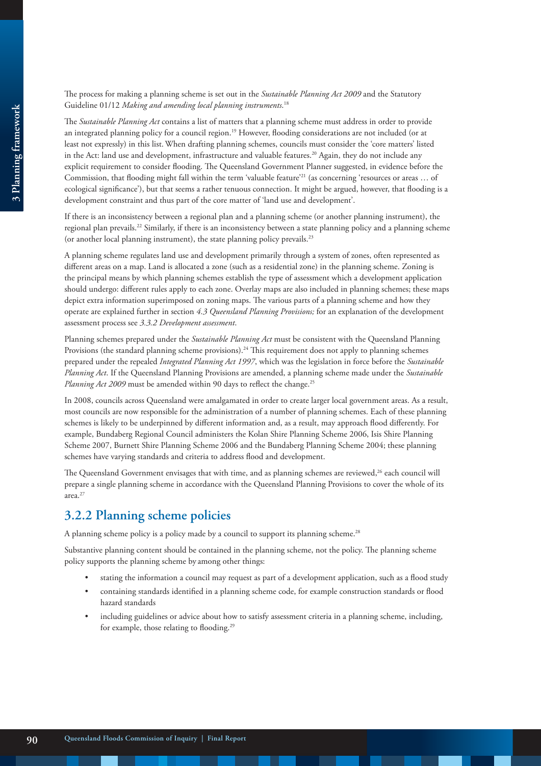The process for making a planning scheme is set out in the *Sustainable Planning Act 2009* and the Statutory Guideline 01/12 *Making and amending local planning instruments*.[18]

The *Sustainable Planning Act* contains a list of matters that a planning scheme must address in order to provide an integrated planning policy for a council region.[19] However, flooding considerations are not included (or at least not expressly) in this list. When drafting planning schemes, councils must consider the 'core matters' listed in the Act: land use and development, infrastructure and valuable features.[20] Again, they do not include any explicit requirement to consider flooding. The Queensland Government Planner suggested, in evidence before the Commission, that flooding might fall within the term 'valuable feature'[21] (as concerning 'resources or areas … of ecological significance'), but that seems a rather tenuous connection. It might be argued, however, that flooding is a development constraint and thus part of the core matter of 'land use and development'.

If there is an inconsistency between a regional plan and a planning scheme (or another planning instrument), the regional plan prevails.[22] Similarly, if there is an inconsistency between a state planning policy and a planning scheme (or another local planning instrument), the state planning policy prevails.[23]

A planning scheme regulates land use and development primarily through a system of zones, often represented as different areas on a map. Land is allocated a zone (such as a residential zone) in the planning scheme. Zoning is the principal means by which planning schemes establish the type of assessment which a development application should undergo: different rules apply to each zone. Overlay maps are also included in planning schemes; these maps depict extra information superimposed on zoning maps. The various parts of a planning scheme and how they operate are explained further in section *4.3 Queensland Planning Provisions;* for an explanation of the development assessment process see *3.3.2 Development assessment*.

Planning schemes prepared under the *Sustainable Planning Act* must be consistent with the Queensland Planning Provisions (the standard planning scheme provisions).[24] This requirement does not apply to planning schemes prepared under the repealed *Integrated Planning Act 1997*, which was the legislation in force before the *Sustainable Planning Act*. If the Queensland Planning Provisions are amended, a planning scheme made under the *Sustainable Planning Act 2009* must be amended within 90 days to reflect the change.[25]

In 2008, councils across Queensland were amalgamated in order to create larger local government areas. As a result, most councils are now responsible for the administration of a number of planning schemes. Each of these planning schemes is likely to be underpinned by different information and, as a result, may approach flood differently. For example, Bundaberg Regional Council administers the Kolan Shire Planning Scheme 2006, Isis Shire Planning Scheme 2007, Burnett Shire Planning Scheme 2006 and the Bundaberg Planning Scheme 2004; these planning schemes have varying standards and criteria to address flood and development.

The Queensland Government envisages that with time, and as planning schemes are reviewed,[26] each council will prepare a single planning scheme in accordance with the Queensland Planning Provisions to cover the whole of its area.[27]

### 3.2.2 Planning scheme policies

A planning scheme policy is a policy made by a council to support its planning scheme.[28]

Substantive planning content should be contained in the planning scheme, not the policy. The planning scheme policy supports the planning scheme by among other things:

- stating the information a council may request as part of a development application, such as a flood study
- containing standards identified in a planning scheme code, for example construction standards or flood hazard standards
- including guidelines or advice about how to satisfy assessment criteria in a planning scheme, including, for example, those relating to flooding.[29]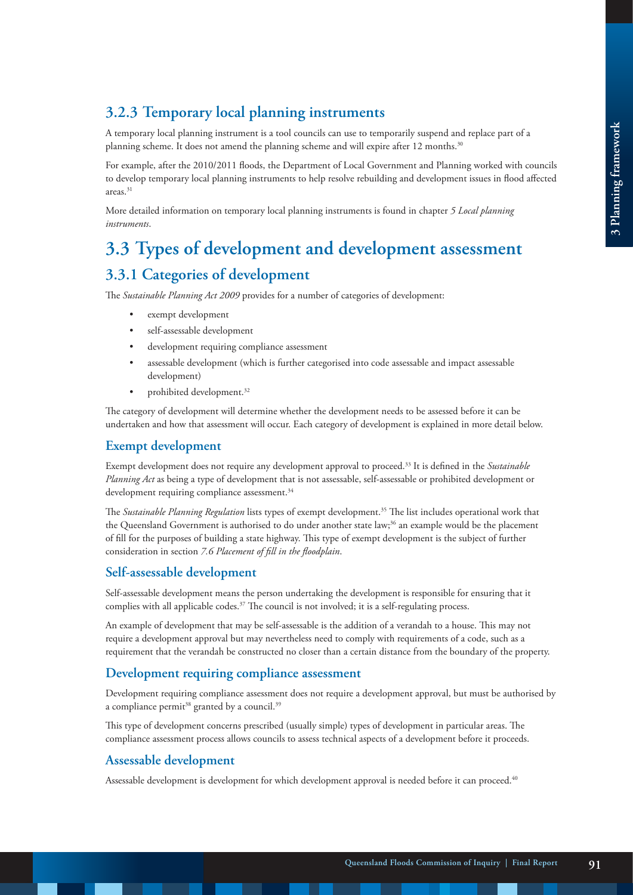### 3.2.3 Temporary local planning instruments

A temporary local planning instrument is a tool councils can use to temporarily suspend and replace part of a planning scheme. It does not amend the planning scheme and will expire after 12 months.[30]

For example, after the 2010/2011 floods, the Department of Local Government and Planning worked with councils to develop temporary local planning instruments to help resolve rebuilding and development issues in flood affected areas.[31]

More detailed information on temporary local planning instruments is found in chapter *5 Local planning instruments*.

## 3.3 Types of development and development assessment

### 3.3.1 Categories of development

The *Sustainable Planning Act 2009* provides for a number of categories of development:

- exempt development
- self-assessable development
- development requiring compliance assessment
- assessable development (which is further categorised into code assessable and impact assessable development)
- prohibited development.[32]

The category of development will determine whether the development needs to be assessed before it can be undertaken and how that assessment will occur. Each category of development is explained in more detail below.

#### Exempt development

Exempt development does not require any development approval to proceed.[33] It is defined in the *Sustainable Planning Act* as being a type of development that is not assessable, self-assessable or prohibited development or development requiring compliance assessment.[34]

The *Sustainable Planning Regulation* lists types of exempt development.[35] The list includes operational work that the Queensland Government is authorised to do under another state law;[36] an example would be the placement of fill for the purposes of building a state highway. This type of exempt development is the subject of further consideration in section *7.6 Placement of fill in the floodplain*.

#### Self-assessable development

Self-assessable development means the person undertaking the development is responsible for ensuring that it complies with all applicable codes.[37] The council is not involved; it is a self-regulating process.

An example of development that may be self-assessable is the addition of a verandah to a house. This may not require a development approval but may nevertheless need to comply with requirements of a code, such as a requirement that the verandah be constructed no closer than a certain distance from the boundary of the property.

#### Development requiring compliance assessment

Development requiring compliance assessment does not require a development approval, but must be authorised by a compliance permit[38] granted by a council.[39]

This type of development concerns prescribed (usually simple) types of development in particular areas. The compliance assessment process allows councils to assess technical aspects of a development before it proceeds.

#### Assessable development

Assessable development is development for which development approval is needed before it can proceed.[40]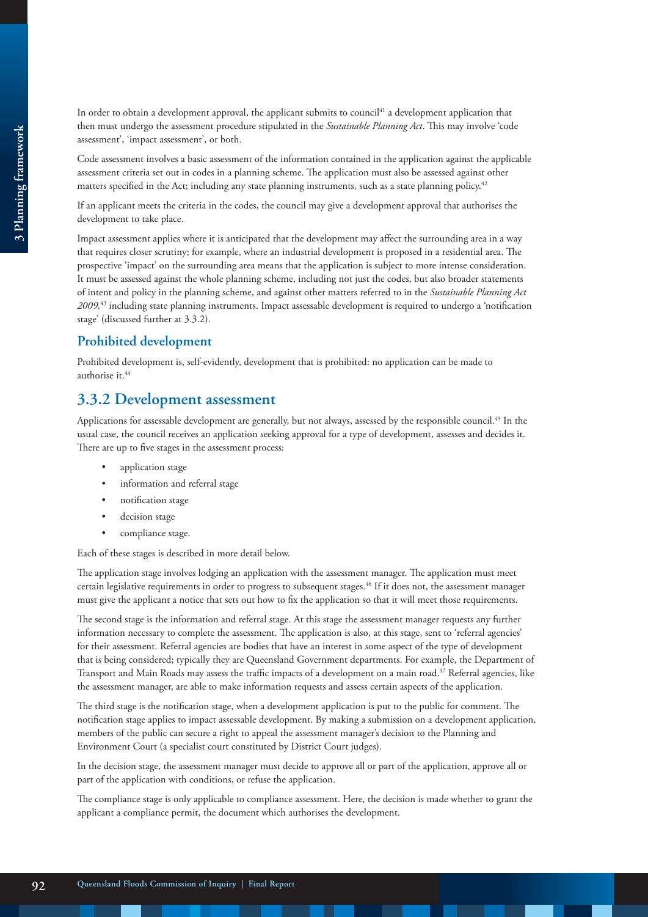In order to obtain a development approval, the applicant submits to council[41] a development application that then must undergo the assessment procedure stipulated in the *Sustainable Planning Act*. This may involve 'code assessment', 'impact assessment', or both.

Code assessment involves a basic assessment of the information contained in the application against the applicable assessment criteria set out in codes in a planning scheme. The application must also be assessed against other matters specified in the Act; including any state planning instruments, such as a state planning policy.[42]

If an applicant meets the criteria in the codes, the council may give a development approval that authorises the development to take place.

Impact assessment applies where it is anticipated that the development may affect the surrounding area in a way that requires closer scrutiny; for example, where an industrial development is proposed in a residential area. The prospective 'impact' on the surrounding area means that the application is subject to more intense consideration. It must be assessed against the whole planning scheme, including not just the codes, but also broader statements of intent and policy in the planning scheme, and against other matters referred to in the *Sustainable Planning Act 2009*,[43] including state planning instruments. Impact assessable development is required to undergo a 'notification stage' (discussed further at 3.3.2).

### Prohibited development

Prohibited development is, self-evidently, development that is prohibited: no application can be made to authorise it.[44]

## 3.3.2 Development assessment

Applications for assessable development are generally, but not always, assessed by the responsible council.[45] In the usual case, the council receives an application seeking approval for a type of development, assesses and decides it. There are up to five stages in the assessment process:

- application stage
- information and referral stage
- notification stage
- decision stage
- compliance stage.

Each of these stages is described in more detail below.

The application stage involves lodging an application with the assessment manager. The application must meet certain legislative requirements in order to progress to subsequent stages.[46] If it does not, the assessment manager must give the applicant a notice that sets out how to fix the application so that it will meet those requirements.

The second stage is the information and referral stage. At this stage the assessment manager requests any further information necessary to complete the assessment. The application is also, at this stage, sent to 'referral agencies' for their assessment. Referral agencies are bodies that have an interest in some aspect of the type of development that is being considered; typically they are Queensland Government departments. For example, the Department of Transport and Main Roads may assess the traffic impacts of a development on a main road.[47] Referral agencies, like the assessment manager, are able to make information requests and assess certain aspects of the application.

The third stage is the notification stage, when a development application is put to the public for comment. The notification stage applies to impact assessable development. By making a submission on a development application, members of the public can secure a right to appeal the assessment manager's decision to the Planning and Environment Court (a specialist court constituted by District Court judges).

In the decision stage, the assessment manager must decide to approve all or part of the application, approve all or part of the application with conditions, or refuse the application.

The compliance stage is only applicable to compliance assessment. Here, the decision is made whether to grant the applicant a compliance permit, the document which authorises the development.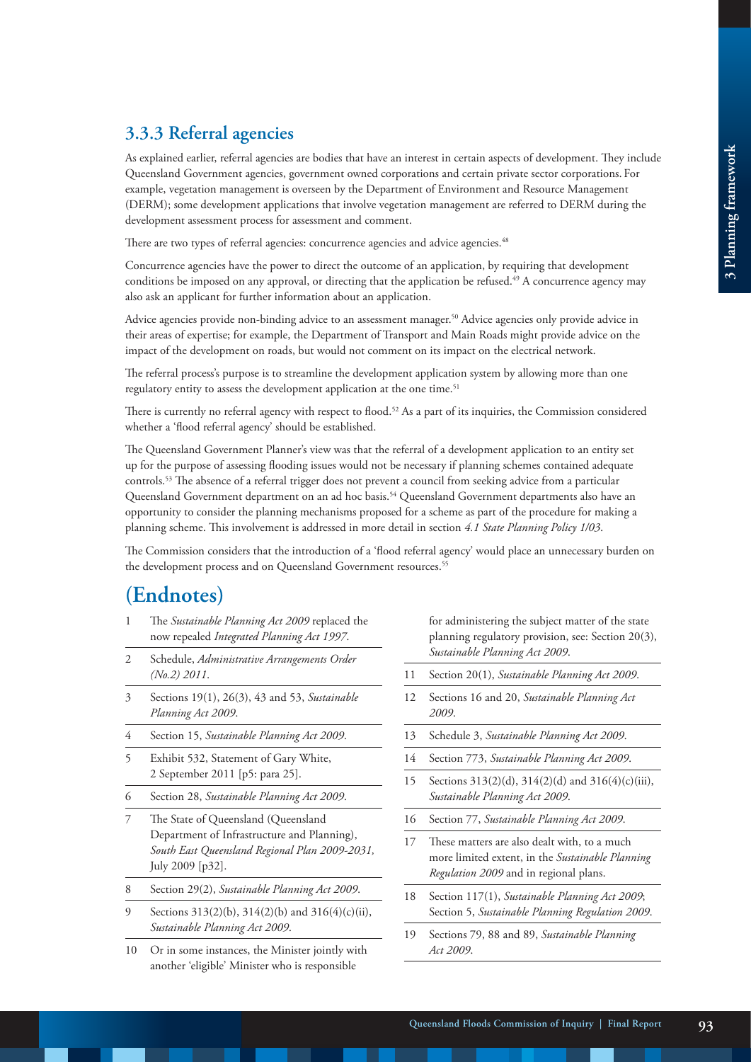### 3.3.3 Referral agencies

As explained earlier, referral agencies are bodies that have an interest in certain aspects of development. They include Queensland Government agencies, government owned corporations and certain private sector corporations. For example, vegetation management is overseen by the Department of Environment and Resource Management (DERM); some development applications that involve vegetation management are referred to DERM during the development assessment process for assessment and comment.

There are two types of referral agencies: concurrence agencies and advice agencies.[48]

Concurrence agencies have the power to direct the outcome of an application, by requiring that development conditions be imposed on any approval, or directing that the application be refused.[49] A concurrence agency may also ask an applicant for further information about an application.

Advice agencies provide non-binding advice to an assessment manager.[50] Advice agencies only provide advice in their areas of expertise; for example, the Department of Transport and Main Roads might provide advice on the impact of the development on roads, but would not comment on its impact on the electrical network.

The referral process's purpose is to streamline the development application system by allowing more than one regulatory entity to assess the development application at the one time.[51]

There is currently no referral agency with respect to flood.[52] As a part of its inquiries, the Commission considered whether a 'flood referral agency' should be established.

The Queensland Government Planner's view was that the referral of a development application to an entity set up for the purpose of assessing flooding issues would not be necessary if planning schemes contained adequate controls.[53] The absence of a referral trigger does not prevent a council from seeking advice from a particular Queensland Government department on an ad hoc basis.[54] Queensland Government departments also have an opportunity to consider the planning mechanisms proposed for a scheme as part of the procedure for making a planning scheme. This involvement is addressed in more detail in section *4.1 State Planning Policy 1/03*.

The Commission considers that the introduction of a 'flood referral agency' would place an unnecessary burden on the development process and on Queensland Government resources.[55]

## (Endnotes)

1. The *Sustainable Planning Act 2009* replaced the now repealed *Integrated Planning Act 1997*.
2. Schedule, *Administrative Arrangements Order (No.2) 2011*.
3. Sections 19(1), 26(3), 43 and 53, *Sustainable Planning Act 2009*.
4. Section 15, *Sustainable Planning Act 2009*.
5. Exhibit 532, Statement of Gary White, 2 September 2011 [p5: para 25].
6. Section 28, *Sustainable Planning Act 2009*.
7. The State of Queensland (Queensland Department of Infrastructure and Planning), *South East Queensland Regional Plan 2009-2031,* July 2009 [p32].
8. Section 29(2), *Sustainable Planning Act 2009*.
9. Sections 313(2)(b), 314(2)(b) and 316(4)(c)(ii), *Sustainable Planning Act 2009*.
10. Or in some instances, the Minister jointly with another 'eligible' Minister who is responsible for administering the subject matter of the state planning regulatory provision, see: Section 20(3), *Sustainable Planning Act 2009*.
11. Section 20(1), *Sustainable Planning Act 2009*.
12. Sections 16 and 20, *Sustainable Planning Act 2009*.
13. Schedule 3, *Sustainable Planning Act 2009*.
14. Section 773, *Sustainable Planning Act 2009*.
15. Sections 313(2)(d), 314(2)(d) and 316(4)(c)(iii), *Sustainable Planning Act 2009*.
16. Section 77, *Sustainable Planning Act 2009*.
17. These matters are also dealt with, to a much more limited extent, in the *Sustainable Planning Regulation 2009* and in regional plans.
18. Section 117(1), *Sustainable Planning Act 2009*; Section 5, *Sustainable Planning Regulation 2009*.
19. Sections 79, 88 and 89, *Sustainable Planning Act 2009*.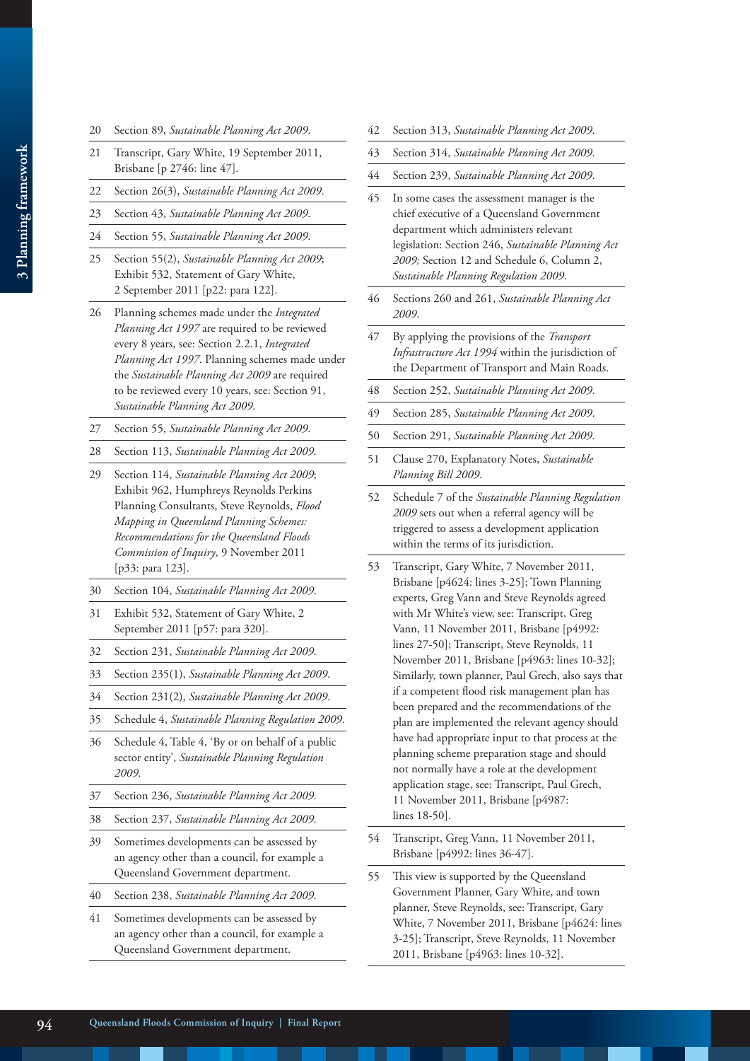20 Section 89, *Sustainable Planning Act 2009*.

21 Transcript, Gary White, 19 September 2011, Brisbane [p 2746: line 47].

22 Section 26(3), *Sustainable Planning Act 2009*.

23 Section 43, *Sustainable Planning Act 2009*.

24 Section 55, *Sustainable Planning Act 2009*.

25 Section 55(2), *Sustainable Planning Act 2009*; Exhibit 532, Statement of Gary White, 2 September 2011 [p22: para 122].

26 Planning schemes made under the *Integrated Planning Act 1997* are required to be reviewed every 8 years, see: Section 2.2.1, *Integrated Planning Act 1997*. Planning schemes made under the *Sustainable Planning Act 2009* are required to be reviewed every 10 years, see: Section 91, *Sustainable Planning Act 2009*.

27 Section 55, *Sustainable Planning Act 2009*.

28 Section 113, *Sustainable Planning Act 2009*.

29 Section 114, *Sustainable Planning Act 2009*; Exhibit 962, Humphreys Reynolds Perkins Planning Consultants, Steve Reynolds, *Flood Mapping in Queensland Planning Schemes: Recommendations for the Queensland Floods Commission of Inquiry*, 9 November 2011 [p33: para 123].

30 Section 104, *Sustainable Planning Act 2009*.

31 Exhibit 532, Statement of Gary White, 2 September 2011 [p57: para 320].

32 Section 231, *Sustainable Planning Act 2009*.

33 Section 235(1), *Sustainable Planning Act 2009*.

34 Section 231(2), *Sustainable Planning Act 2009*.

35 Schedule 4, *Sustainable Planning Regulation 2009*.

36 Schedule 4, Table 4, 'By or on behalf of a public sector entity', *Sustainable Planning Regulation 2009*.

37 Section 236, *Sustainable Planning Act 2009*.

38 Section 237, *Sustainable Planning Act 2009*.

39 Sometimes developments can be assessed by an agency other than a council, for example a Queensland Government department.

40 Section 238, *Sustainable Planning Act 2009*.

41 Sometimes developments can be assessed by an agency other than a council, for example a Queensland Government department.

42 Section 313, *Sustainable Planning Act 2009*.

43 Section 314, *Sustainable Planning Act 2009*.

44 Section 239, *Sustainable Planning Act 2009*.

45 In some cases the assessment manager is the chief executive of a Queensland Government department which administers relevant legislation: Section 246, *Sustainable Planning Act 2009;* Section 12 and Schedule 6, Column 2, *Sustainable Planning Regulation 2009*.

46 Sections 260 and 261, *Sustainable Planning Act 2009*.

47 By applying the provisions of the *Transport Infrastructure Act 1994* within the jurisdiction of the Department of Transport and Main Roads.

48 Section 252, *Sustainable Planning Act 2009*.

49 Section 285, *Sustainable Planning Act 2009*.

50 Section 291, *Sustainable Planning Act 2009*.

51 Clause 270, Explanatory Notes, *Sustainable Planning Bill 2009*.

52 Schedule 7 of the *Sustainable Planning Regulation 2009* sets out when a referral agency will be triggered to assess a development application within the terms of its jurisdiction.

53 Transcript, Gary White, 7 November 2011, Brisbane [p4624: lines 3-25]; Town Planning experts, Greg Vann and Steve Reynolds agreed with Mr White's view, see: Transcript, Greg Vann, 11 November 2011, Brisbane [p4992: lines 27-50]; Transcript, Steve Reynolds, 11 November 2011, Brisbane [p4963: lines 10-32]; Similarly, town planner, Paul Grech, also says that if a competent flood risk management plan has been prepared and the recommendations of the plan are implemented the relevant agency should have had appropriate input to that process at the planning scheme preparation stage and should not normally have a role at the development application stage, see: Transcript, Paul Grech, 11 November 2011, Brisbane [p4987: lines 18-50].

54 Transcript, Greg Vann, 11 November 2011, Brisbane [p4992: lines 36-47].

55 This view is supported by the Queensland Government Planner, Gary White, and town planner, Steve Reynolds, see: Transcript, Gary White, 7 November 2011, Brisbane [p4624: lines 3-25]; Transcript, Steve Reynolds, 11 November 2011, Brisbane [p4963: lines 10-32].